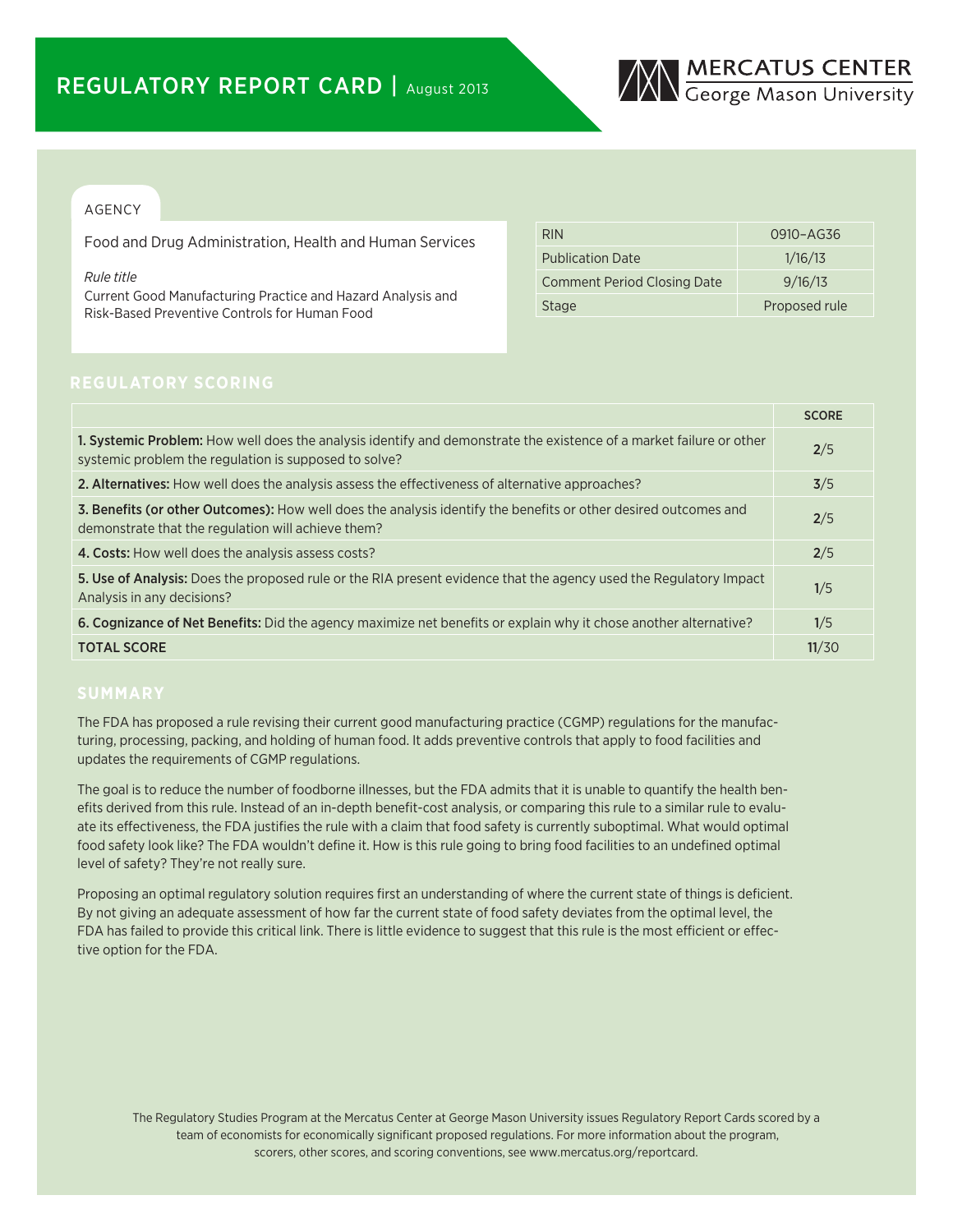# REGULATORY REPORT CARD | August 2013

MERCATUS CENTER
George Mason University

## AGENCY

Food and Drug Administration, Health and Human Services

*Rule title*

Current Good Manufacturing Practice and Hazard Analysis and Risk-Based Preventive Controls for Human Food

| | |
|---|---|
| RIN | 0910–AG36 |
| Publication Date | 1/16/13 |
| Comment Period Closing Date | 9/16/13 |
| Stage | Proposed rule |

## REGULATORY SCORING

| | SCORE |
|---|---|
| **1. Systemic Problem:** How well does the analysis identify and demonstrate the existence of a market failure or other systemic problem the regulation is supposed to solve? | **2**/5 |
| **2. Alternatives:** How well does the analysis assess the effectiveness of alternative approaches? | **3**/5 |
| **3. Benefits (or other Outcomes):** How well does the analysis identify the benefits or other desired outcomes and demonstrate that the regulation will achieve them? | **2**/5 |
| **4. Costs:** How well does the analysis assess costs? | **2**/5 |
| **5. Use of Analysis:** Does the proposed rule or the RIA present evidence that the agency used the Regulatory Impact Analysis in any decisions? | **1**/5 |
| **6. Cognizance of Net Benefits:** Did the agency maximize net benefits or explain why it chose another alternative? | **1**/5 |
| **TOTAL SCORE** | **11**/30 |

## SUMMARY

The FDA has proposed a rule revising their current good manufacturing practice (CGMP) regulations for the manufacturing, processing, packing, and holding of human food. It adds preventive controls that apply to food facilities and updates the requirements of CGMP regulations.

The goal is to reduce the number of foodborne illnesses, but the FDA admits that it is unable to quantify the health benefits derived from this rule. Instead of an in-depth benefit-cost analysis, or comparing this rule to a similar rule to evaluate its effectiveness, the FDA justifies the rule with a claim that food safety is currently suboptimal. What would optimal food safety look like? The FDA wouldn't define it. How is this rule going to bring food facilities to an undefined optimal level of safety? They're not really sure.

Proposing an optimal regulatory solution requires first an understanding of where the current state of things is deficient. By not giving an adequate assessment of how far the current state of food safety deviates from the optimal level, the FDA has failed to provide this critical link. There is little evidence to suggest that this rule is the most efficient or effective option for the FDA.

The Regulatory Studies Program at the Mercatus Center at George Mason University issues Regulatory Report Cards scored by a team of economists for economically significant proposed regulations. For more information about the program, scorers, other scores, and scoring conventions, see www.mercatus.org/reportcard.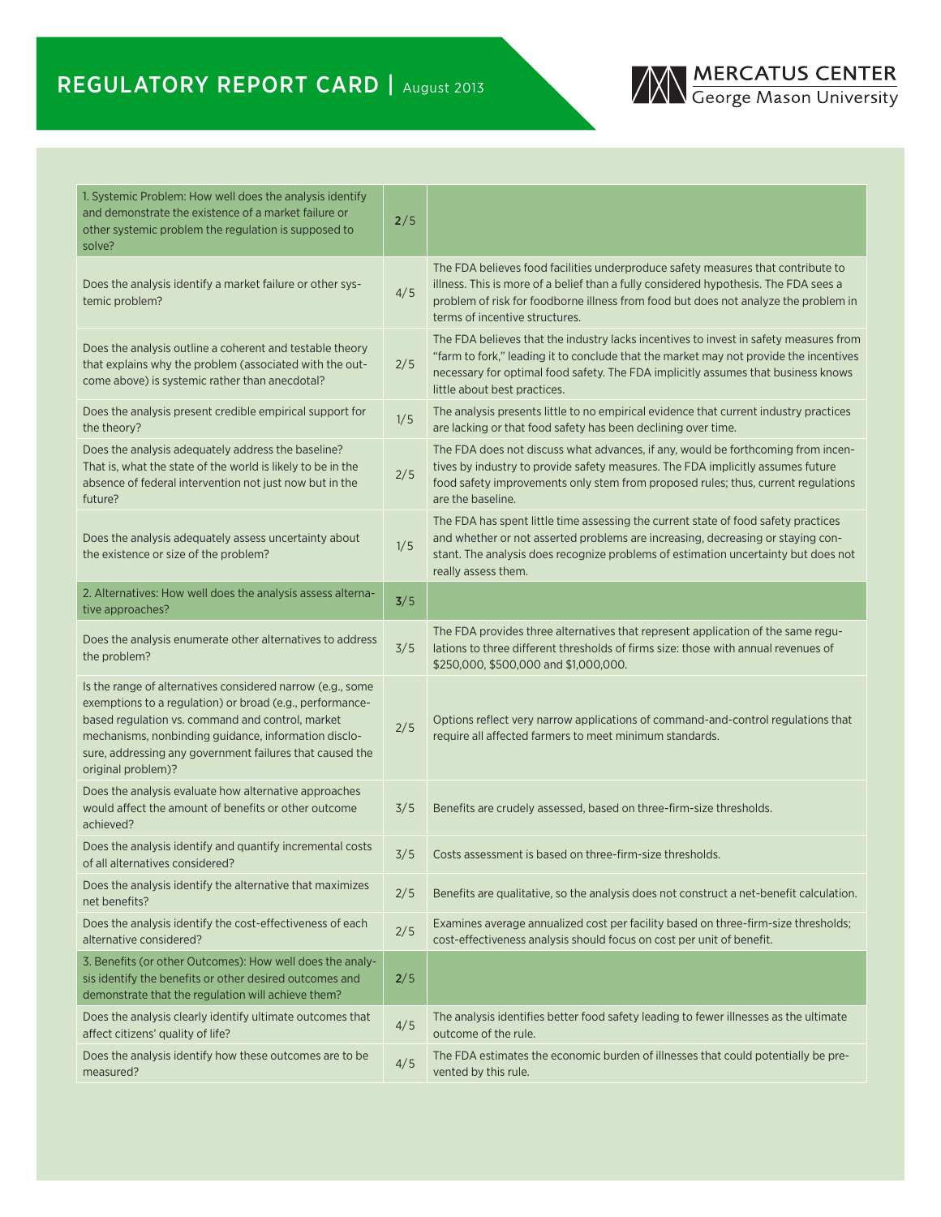## REGULATORY REPORT CARD | August 2013

| Criterion | Score | Comment |
|---|---|---|
| **1. Systemic Problem: How well does the analysis identify and demonstrate the existence of a market failure or other systemic problem the regulation is supposed to solve?** | **2/5** | |
| Does the analysis identify a market failure or other systemic problem? | 4/5 | The FDA believes food facilities underproduce safety measures that contribute to illness. This is more of a belief than a fully considered hypothesis. The FDA sees a problem of risk for foodborne illness from food but does not analyze the problem in terms of incentive structures. |
| Does the analysis outline a coherent and testable theory that explains why the problem (associated with the outcome above) is systemic rather than anecdotal? | 2/5 | The FDA believes that the industry lacks incentives to invest in safety measures from "farm to fork," leading it to conclude that the market may not provide the incentives necessary for optimal food safety. The FDA implicitly assumes that business knows little about best practices. |
| Does the analysis present credible empirical support for the theory? | 1/5 | The analysis presents little to no empirical evidence that current industry practices are lacking or that food safety has been declining over time. |
| Does the analysis adequately address the baseline? That is, what the state of the world is likely to be in the absence of federal intervention not just now but in the future? | 2/5 | The FDA does not discuss what advances, if any, would be forthcoming from incentives by industry to provide safety measures. The FDA implicitly assumes future food safety improvements only stem from proposed rules; thus, current regulations are the baseline. |
| Does the analysis adequately assess uncertainty about the existence or size of the problem? | 1/5 | The FDA has spent little time assessing the current state of food safety practices and whether or not asserted problems are increasing, decreasing or staying constant. The analysis does recognize problems of estimation uncertainty but does not really assess them. |
| **2. Alternatives: How well does the analysis assess alternative approaches?** | **3/5** | |
| Does the analysis enumerate other alternatives to address the problem? | 3/5 | The FDA provides three alternatives that represent application of the same regulations to three different thresholds of firms size: those with annual revenues of $250,000, $500,000 and $1,000,000. |
| Is the range of alternatives considered narrow (e.g., some exemptions to a regulation) or broad (e.g., performance-based regulation vs. command and control, market mechanisms, nonbinding guidance, information disclosure, addressing any government failures that caused the original problem)? | 2/5 | Options reflect very narrow applications of command-and-control regulations that require all affected farmers to meet minimum standards. |
| Does the analysis evaluate how alternative approaches would affect the amount of benefits or other outcome achieved? | 3/5 | Benefits are crudely assessed, based on three-firm-size thresholds. |
| Does the analysis identify and quantify incremental costs of all alternatives considered? | 3/5 | Costs assessment is based on three-firm-size thresholds. |
| Does the analysis identify the alternative that maximizes net benefits? | 2/5 | Benefits are qualitative, so the analysis does not construct a net-benefit calculation. |
| Does the analysis identify the cost-effectiveness of each alternative considered? | 2/5 | Examines average annualized cost per facility based on three-firm-size thresholds; cost-effectiveness analysis should focus on cost per unit of benefit. |
| **3. Benefits (or other Outcomes): How well does the analysis identify the benefits or other desired outcomes and demonstrate that the regulation will achieve them?** | **2/5** | |
| Does the analysis clearly identify ultimate outcomes that affect citizens' quality of life? | 4/5 | The analysis identifies better food safety leading to fewer illnesses as the ultimate outcome of the rule. |
| Does the analysis identify how these outcomes are to be measured? | 4/5 | The FDA estimates the economic burden of illnesses that could potentially be prevented by this rule. |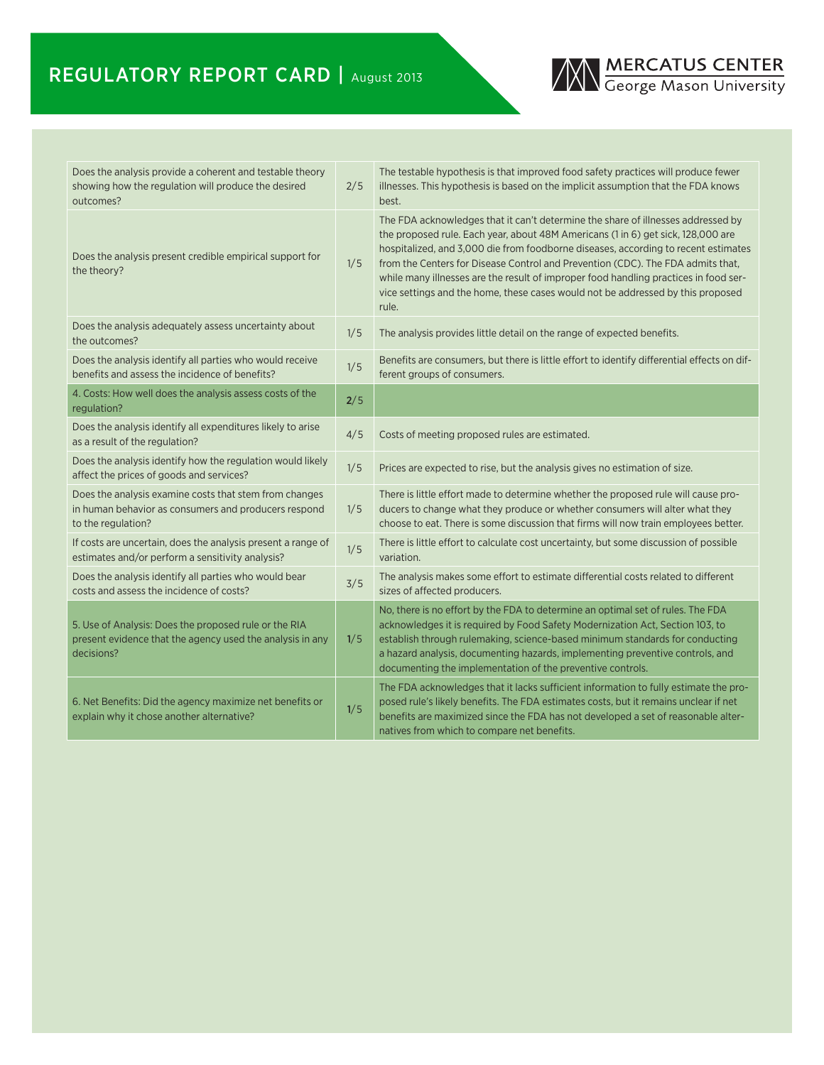| | | |
|---|---|---|
| Does the analysis provide a coherent and testable theory showing how the regulation will produce the desired outcomes? | 2/5 | The testable hypothesis is that improved food safety practices will produce fewer illnesses. This hypothesis is based on the implicit assumption that the FDA knows best. |
| Does the analysis present credible empirical support for the theory? | 1/5 | The FDA acknowledges that it can't determine the share of illnesses addressed by the proposed rule. Each year, about 48M Americans (1 in 6) get sick, 128,000 are hospitalized, and 3,000 die from foodborne diseases, according to recent estimates from the Centers for Disease Control and Prevention (CDC). The FDA admits that, while many illnesses are the result of improper food handling practices in food service settings and the home, these cases would not be addressed by this proposed rule. |
| Does the analysis adequately assess uncertainty about the outcomes? | 1/5 | The analysis provides little detail on the range of expected benefits. |
| Does the analysis identify all parties who would receive benefits and assess the incidence of benefits? | 1/5 | Benefits are consumers, but there is little effort to identify differential effects on different groups of consumers. |
| 4. Costs: How well does the analysis assess costs of the regulation? | **2**/5 | |
| Does the analysis identify all expenditures likely to arise as a result of the regulation? | 4/5 | Costs of meeting proposed rules are estimated. |
| Does the analysis identify how the regulation would likely affect the prices of goods and services? | 1/5 | Prices are expected to rise, but the analysis gives no estimation of size. |
| Does the analysis examine costs that stem from changes in human behavior as consumers and producers respond to the regulation? | 1/5 | There is little effort made to determine whether the proposed rule will cause producers to change what they produce or whether consumers will alter what they choose to eat. There is some discussion that firms will now train employees better. |
| If costs are uncertain, does the analysis present a range of estimates and/or perform a sensitivity analysis? | 1/5 | There is little effort to calculate cost uncertainty, but some discussion of possible variation. |
| Does the analysis identify all parties who would bear costs and assess the incidence of costs? | 3/5 | The analysis makes some effort to estimate differential costs related to different sizes of affected producers. |
| 5. Use of Analysis: Does the proposed rule or the RIA present evidence that the agency used the analysis in any decisions? | **1**/5 | No, there is no effort by the FDA to determine an optimal set of rules. The FDA acknowledges it is required by Food Safety Modernization Act, Section 103, to establish through rulemaking, science-based minimum standards for conducting a hazard analysis, documenting hazards, implementing preventive controls, and documenting the implementation of the preventive controls. |
| 6. Net Benefits: Did the agency maximize net benefits or explain why it chose another alternative? | **1**/5 | The FDA acknowledges that it lacks sufficient information to fully estimate the proposed rule's likely benefits. The FDA estimates costs, but it remains unclear if net benefits are maximized since the FDA has not developed a set of reasonable alternatives from which to compare net benefits. |